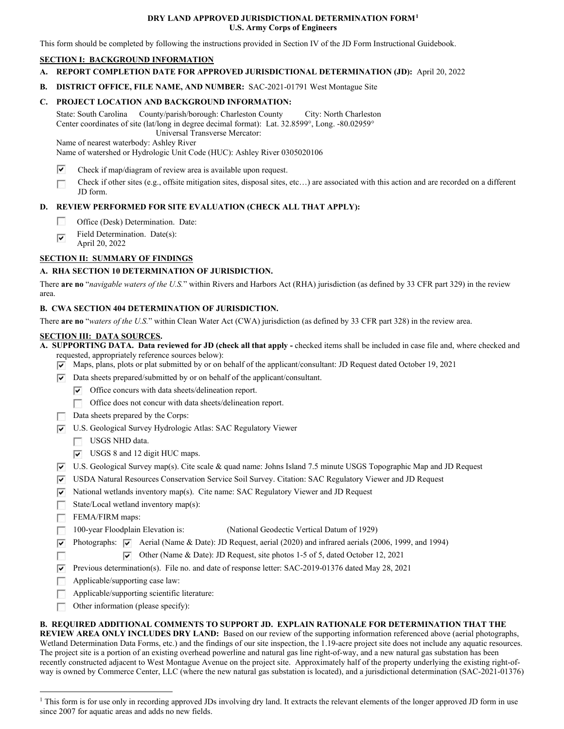# DRY LAND APPROVED JURISDICTIONAL DETERMINATION FORM[1]
## U.S. Army Corps of Engineers

This form should be completed by following the instructions provided in Section IV of the JD Form Instructional Guidebook.

### SECTION I: BACKGROUND INFORMATION

**A. REPORT COMPLETION DATE FOR APPROVED JURISDICTIONAL DETERMINATION (JD):** April 20, 2022

**B. DISTRICT OFFICE, FILE NAME, AND NUMBER:** SAC-2021-01791 West Montague Site

**C. PROJECT LOCATION AND BACKGROUND INFORMATION:**

State: South Carolina    County/parish/borough: Charleston County    City: North Charleston
Center coordinates of site (lat/long in degree decimal format): Lat. 32.8599°, Long. -80.02959°
Universal Transverse Mercator:
Name of nearest waterbody: Ashley River
Name of watershed or Hydrologic Unit Code (HUC): Ashley River 0305020106

- [x] Check if map/diagram of review area is available upon request.
- [ ] Check if other sites (e.g., offsite mitigation sites, disposal sites, etc…) are associated with this action and are recorded on a different JD form.

**D. REVIEW PERFORMED FOR SITE EVALUATION (CHECK ALL THAT APPLY):**

- [ ] Office (Desk) Determination. Date:
- [x] Field Determination. Date(s): April 20, 2022

### SECTION II: SUMMARY OF FINDINGS

**A. RHA SECTION 10 DETERMINATION OF JURISDICTION.**

There **are no** "*navigable waters of the U.S.*" within Rivers and Harbors Act (RHA) jurisdiction (as defined by 33 CFR part 329) in the review area.

**B. CWA SECTION 404 DETERMINATION OF JURISDICTION.**

There **are no** "*waters of the U.S.*" within Clean Water Act (CWA) jurisdiction (as defined by 33 CFR part 328) in the review area.

### SECTION III: DATA SOURCES.

**A. SUPPORTING DATA. Data reviewed for JD (check all that apply -** checked items shall be included in case file and, where checked and requested, appropriately reference sources below):

- [x] Maps, plans, plots or plat submitted by or on behalf of the applicant/consultant: JD Request dated October 19, 2021
- [x] Data sheets prepared/submitted by or on behalf of the applicant/consultant.
  - [x] Office concurs with data sheets/delineation report.
  - [ ] Office does not concur with data sheets/delineation report.
- [ ] Data sheets prepared by the Corps:
- [x] U.S. Geological Survey Hydrologic Atlas: SAC Regulatory Viewer
  - [ ] USGS NHD data.
  - [x] USGS 8 and 12 digit HUC maps.
- [x] U.S. Geological Survey map(s). Cite scale & quad name: Johns Island 7.5 minute USGS Topographic Map and JD Request
- [x] USDA Natural Resources Conservation Service Soil Survey. Citation: SAC Regulatory Viewer and JD Request
- [x] National wetlands inventory map(s). Cite name: SAC Regulatory Viewer and JD Request
- [ ] State/Local wetland inventory map(s):
- [ ] FEMA/FIRM maps:
- [ ] 100-year Floodplain Elevation is: (National Geodectic Vertical Datum of 1929)
- [x] Photographs: [x] Aerial (Name & Date): JD Request, aerial (2020) and infrared aerials (2006, 1999, and 1994)
- [ ] [x] Other (Name & Date): JD Request, site photos 1-5 of 5, dated October 12, 2021
- [x] Previous determination(s). File no. and date of response letter: SAC-2019-01376 dated May 28, 2021
- [ ] Applicable/supporting case law:
- [ ] Applicable/supporting scientific literature:
- [ ] Other information (please specify):

**B. REQUIRED ADDITIONAL COMMENTS TO SUPPORT JD. EXPLAIN RATIONALE FOR DETERMINATION THAT THE REVIEW AREA ONLY INCLUDES DRY LAND:** Based on our review of the supporting information referenced above (aerial photographs, Wetland Determination Data Forms, etc.) and the findings of our site inspection, the 1.19-acre project site does not include any aquatic resources. The project site is a portion of an existing overhead powerline and natural gas line right-of-way, and a new natural gas substation has been recently constructed adjacent to West Montague Avenue on the project site. Approximately half of the property underlying the existing right-of-way is owned by Commerce Center, LLC (where the new natural gas substation is located), and a jurisdictional determination (SAC-2021-01376)

---

[1] This form is for use only in recording approved JDs involving dry land. It extracts the relevant elements of the longer approved JD form in use since 2007 for aquatic areas and adds no new fields.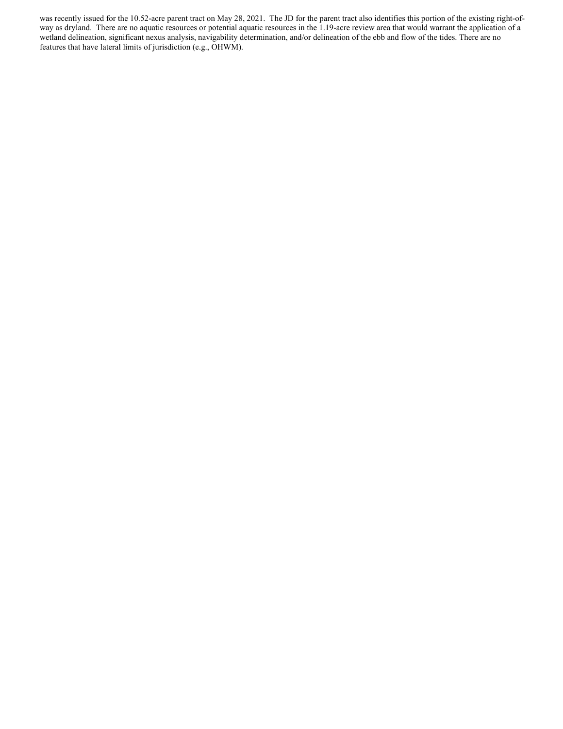was recently issued for the 10.52-acre parent tract on May 28, 2021. The JD for the parent tract also identifies this portion of the existing right-of-way as dryland. There are no aquatic resources or potential aquatic resources in the 1.19-acre review area that would warrant the application of a wetland delineation, significant nexus analysis, navigability determination, and/or delineation of the ebb and flow of the tides. There are no features that have lateral limits of jurisdiction (e.g., OHWM).